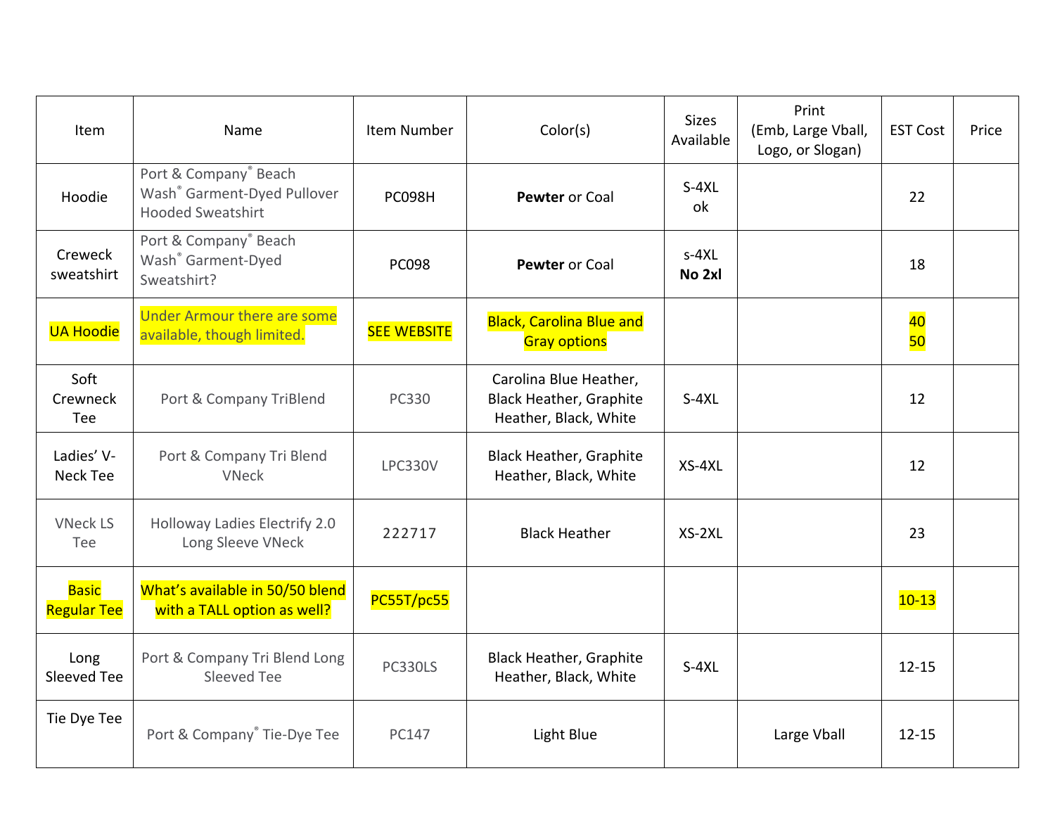| Item | Name | Item Number | Color(s) | Sizes Available | Print (Emb, Large Vball, Logo, or Slogan) | EST Cost | Price |
|---|---|---|---|---|---|---|---|
| Hoodie | Port & Company® Beach Wash® Garment-Dyed Pullover Hooded Sweatshirt | PC098H | **Pewter** or Coal | S-4XL ok | | 22 | |
| Creweck sweatshirt | Port & Company® Beach Wash® Garment-Dyed Sweatshirt? | PC098 | **Pewter** or Coal | s-4XL **No 2xl** | | 18 | |
| UA Hoodie | Under Armour there are some available, though limited. | SEE WEBSITE | Black, Carolina Blue and Gray options | | | 40 50 | |
| Soft Crewneck Tee | Port & Company TriBlend | PC330 | Carolina Blue Heather, Black Heather, Graphite Heather, Black, White | S-4XL | | 12 | |
| Ladies' V-Neck Tee | Port & Company Tri Blend VNeck | LPC330V | Black Heather, Graphite Heather, Black, White | XS-4XL | | 12 | |
| VNeck LS Tee | Holloway Ladies Electrify 2.0 Long Sleeve VNeck | 222717 | Black Heather | XS-2XL | | 23 | |
| Basic Regular Tee | What's available in 50/50 blend with a TALL option as well? | PC55T/pc55 | | | | 10-13 | |
| Long Sleeved Tee | Port & Company Tri Blend Long Sleeved Tee | PC330LS | Black Heather, Graphite Heather, Black, White | S-4XL | | 12-15 | |
| Tie Dye Tee | Port & Company® Tie-Dye Tee | PC147 | Light Blue | | Large Vball | 12-15 | |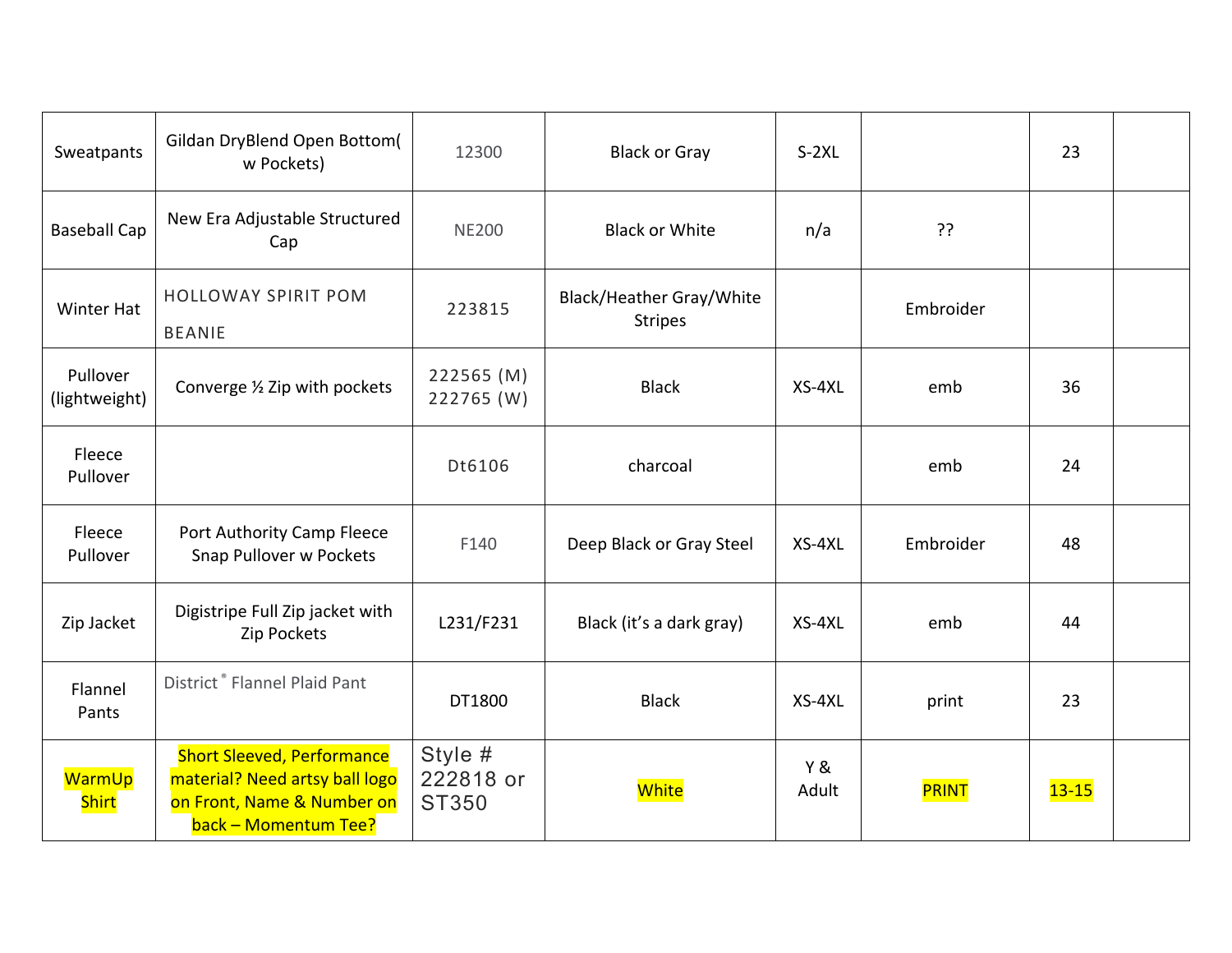| Sweatpants | Gildan DryBlend Open Bottom( w Pockets) | 12300 | Black or Gray | S-2XL | | 23 | |
|---|---|---|---|---|---|---|---|
| Baseball Cap | New Era Adjustable Structured Cap | NE200 | Black or White | n/a | ?? | | |
| Winter Hat | HOLLOWAY SPIRIT POM BEANIE | 223815 | Black/Heather Gray/White Stripes | | Embroider | | |
| Pullover (lightweight) | Converge ½ Zip with pockets | 222565 (M) 222765 (W) | Black | XS-4XL | emb | 36 | |
| Fleece Pullover | | Dt6106 | charcoal | | emb | 24 | |
| Fleece Pullover | Port Authority Camp Fleece Snap Pullover w Pockets | F140 | Deep Black or Gray Steel | XS-4XL | Embroider | 48 | |
| Zip Jacket | Digistripe Full Zip jacket with Zip Pockets | L231/F231 | Black (it's a dark gray) | XS-4XL | emb | 44 | |
| Flannel Pants | District® Flannel Plaid Pant | DT1800 | Black | XS-4XL | print | 23 | |
| WarmUp Shirt | Short Sleeved, Performance material? Need artsy ball logo on Front, Name & Number on back – Momentum Tee? | Style # 222818 or ST350 | White | Y & Adult | PRINT | 13-15 | |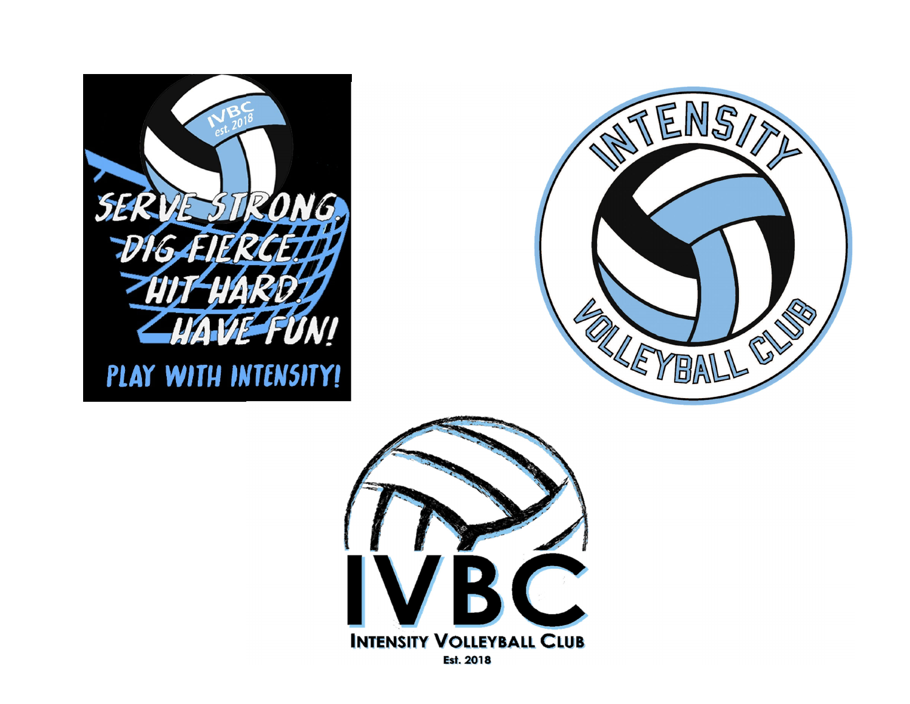IVBC
est. 2018

SERVE STRONG.
DIG FIERCE.
HIT HARD.
HAVE FUN!

PLAY WITH INTENSITY!

INTENSITY
VOLLEYBALL CLUB

IVBC
INTENSITY VOLLEYBALL CLUB
Est. 2018